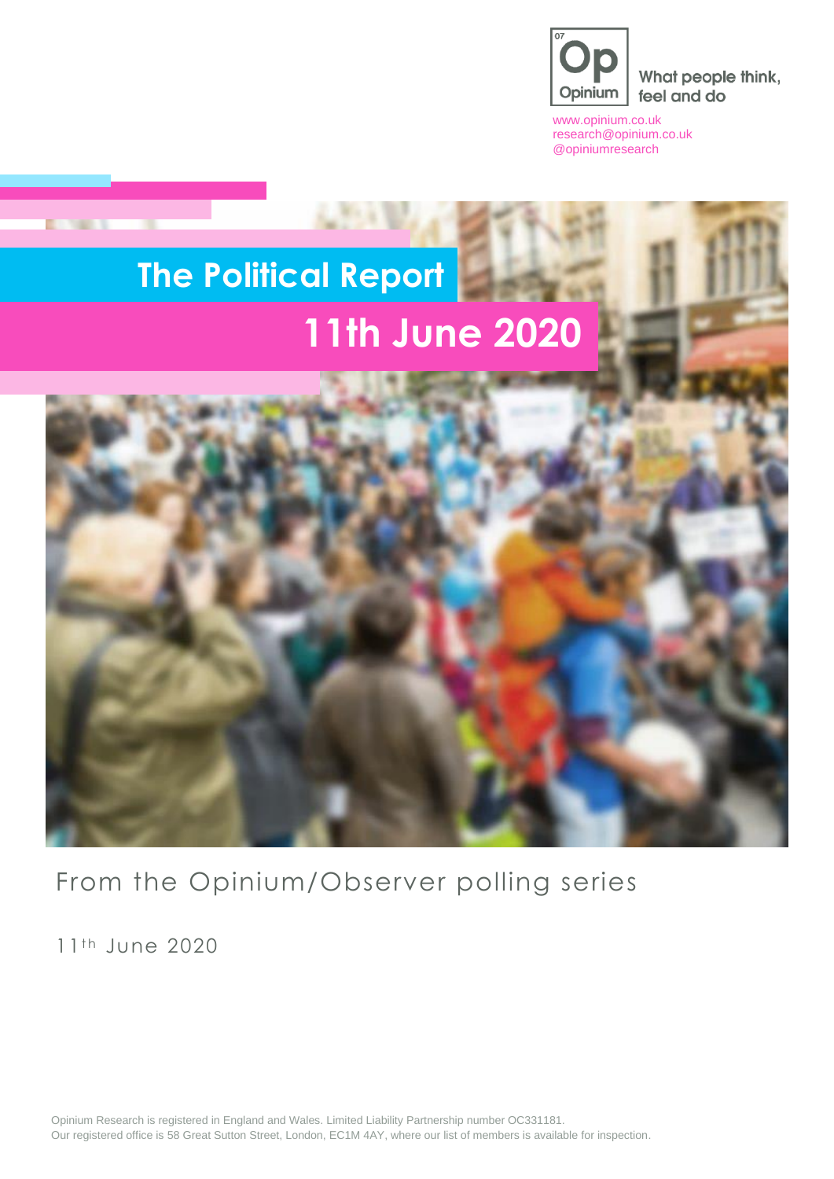Op
Opinium

What people think, feel and do

www.opinium.co.uk
research@opinium.co.uk
@opiniumresearch

# The Political Report

## 11th June 2020

From the Opinium/Observer polling series

11th June 2020

Opinium Research is registered in England and Wales. Limited Liability Partnership number OC331181.
Our registered office is 58 Great Sutton Street, London, EC1M 4AY, where our list of members is available for inspection.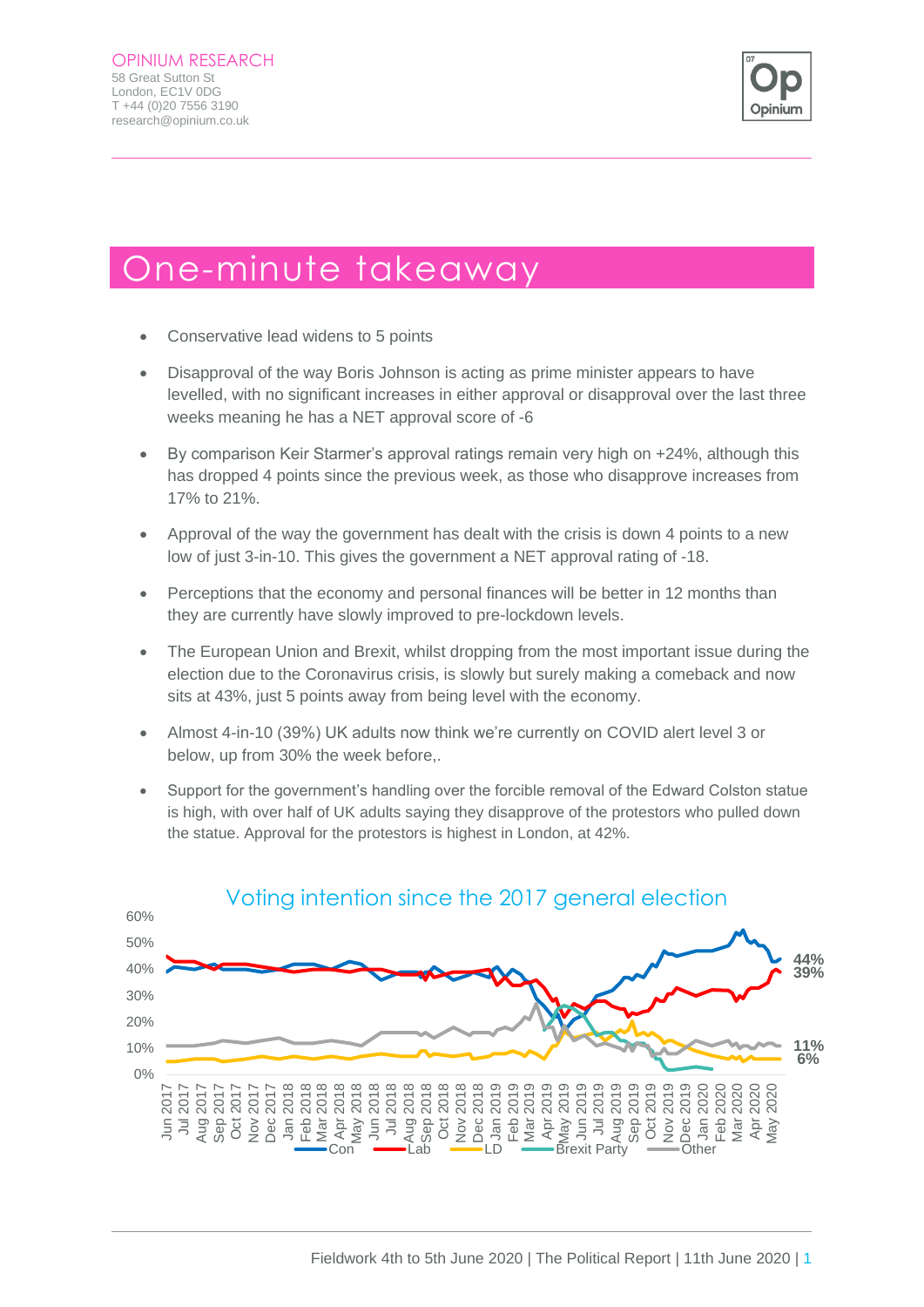OPINIUM RESEARCH
58 Great Sutton St
London, EC1V 0DG
T +44 (0)20 7556 3190
research@opinium.co.uk

# One-minute takeaway

- Conservative lead widens to 5 points
- Disapproval of the way Boris Johnson is acting as prime minister appears to have levelled, with no significant increases in either approval or disapproval over the last three weeks meaning he has a NET approval score of -6
- By comparison Keir Starmer's approval ratings remain very high on +24%, although this has dropped 4 points since the previous week, as those who disapprove increases from 17% to 21%.
- Approval of the way the government has dealt with the crisis is down 4 points to a new low of just 3-in-10. This gives the government a NET approval rating of -18.
- Perceptions that the economy and personal finances will be better in 12 months than they are currently have slowly improved to pre-lockdown levels.
- The European Union and Brexit, whilst dropping from the most important issue during the election due to the Coronavirus crisis, is slowly but surely making a comeback and now sits at 43%, just 5 points away from being level with the economy.
- Almost 4-in-10 (39%) UK adults now think we're currently on COVID alert level 3 or below, up from 30% the week before,.
- Support for the government's handling over the forcible removal of the Edward Colston statue is high, with over half of UK adults saying they disapprove of the protestors who pulled down the statue. Approval for the protestors is highest in London, at 42%.

## Voting intention since the 2017 general election

Latest values: Con 44%, Lab 39%, Other 11%, LD 6%

Legend: Con, Lab, LD, Brexit Party, Other

Fieldwork 4th to 5th June 2020 | The Political Report | 11th June 2020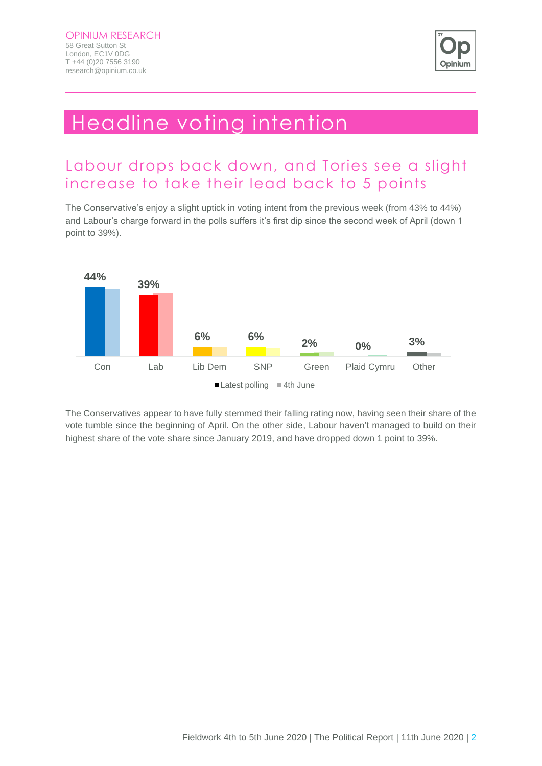# Headline voting intention

## Labour drops back down, and Tories see a slight increase to take their lead back to 5 points

The Conservative's enjoy a slight uptick in voting intent from the previous week (from 43% to 44%) and Labour's charge forward in the polls suffers it's first dip since the second week of April (down 1 point to 39%).

| | Con | Lab | Lib Dem | SNP | Green | Plaid Cymru | Other |
|---|---|---|---|---|---|---|---|
| Latest polling | 44% | 39% | 6% | 6% | 2% | 0% | 3% |

Legend: Latest polling, 4th June

The Conservatives appear to have fully stemmed their falling rating now, having seen their share of the vote tumble since the beginning of April. On the other side, Labour haven't managed to build on their highest share of the vote share since January 2019, and have dropped down 1 point to 39%.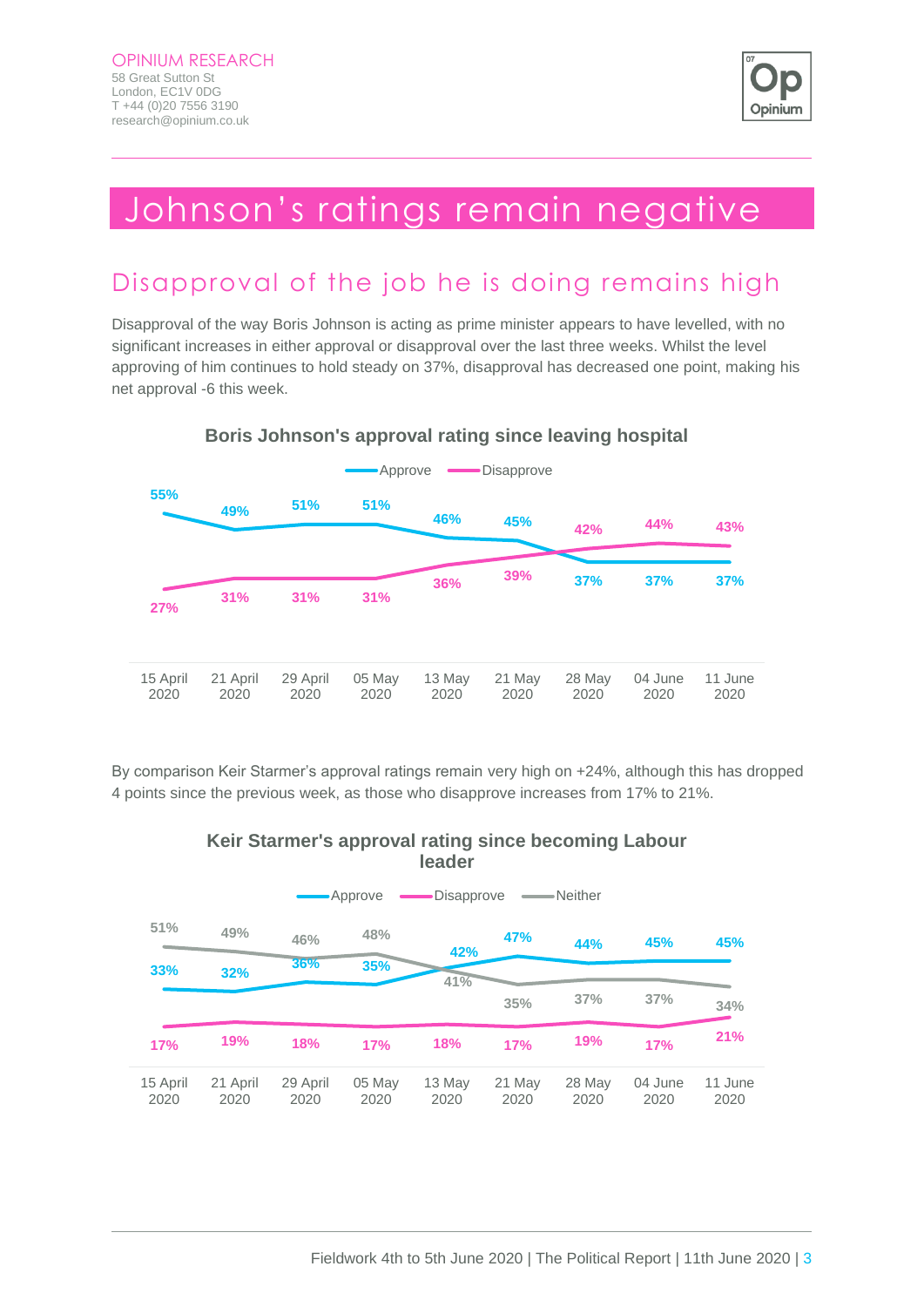# Johnson's ratings remain negative

## Disapproval of the job he is doing remains high

Disapproval of the way Boris Johnson is acting as prime minister appears to have levelled, with no significant increases in either approval or disapproval over the last three weeks. Whilst the level approving of him continues to hold steady on 37%, disapproval has decreased one point, making his net approval -6 this week.

**Boris Johnson's approval rating since leaving hospital**

| | 15 April 2020 | 21 April 2020 | 29 April 2020 | 05 May 2020 | 13 May 2020 | 21 May 2020 | 28 May 2020 | 04 June 2020 | 11 June 2020 |
|---|---|---|---|---|---|---|---|---|---|
| Approve | 55% | 49% | 51% | 51% | 46% | 45% | 37% | 37% | 37% |
| Disapprove | 27% | 31% | 31% | 31% | 36% | 39% | 42% | 44% | 43% |

By comparison Keir Starmer's approval ratings remain very high on +24%, although this has dropped 4 points since the previous week, as those who disapprove increases from 17% to 21%.

**Keir Starmer's approval rating since becoming Labour leader**

| | 15 April 2020 | 21 April 2020 | 29 April 2020 | 05 May 2020 | 13 May 2020 | 21 May 2020 | 28 May 2020 | 04 June 2020 | 11 June 2020 |
|---|---|---|---|---|---|---|---|---|---|
| Approve | 33% | 32% | 36% | 35% | 42% | 47% | 44% | 45% | 45% |
| Disapprove | 17% | 19% | 18% | 17% | 18% | 17% | 19% | 17% | 21% |
| Neither | 51% | 49% | 46% | 48% | 41% | 35% | 37% | 37% | 34% |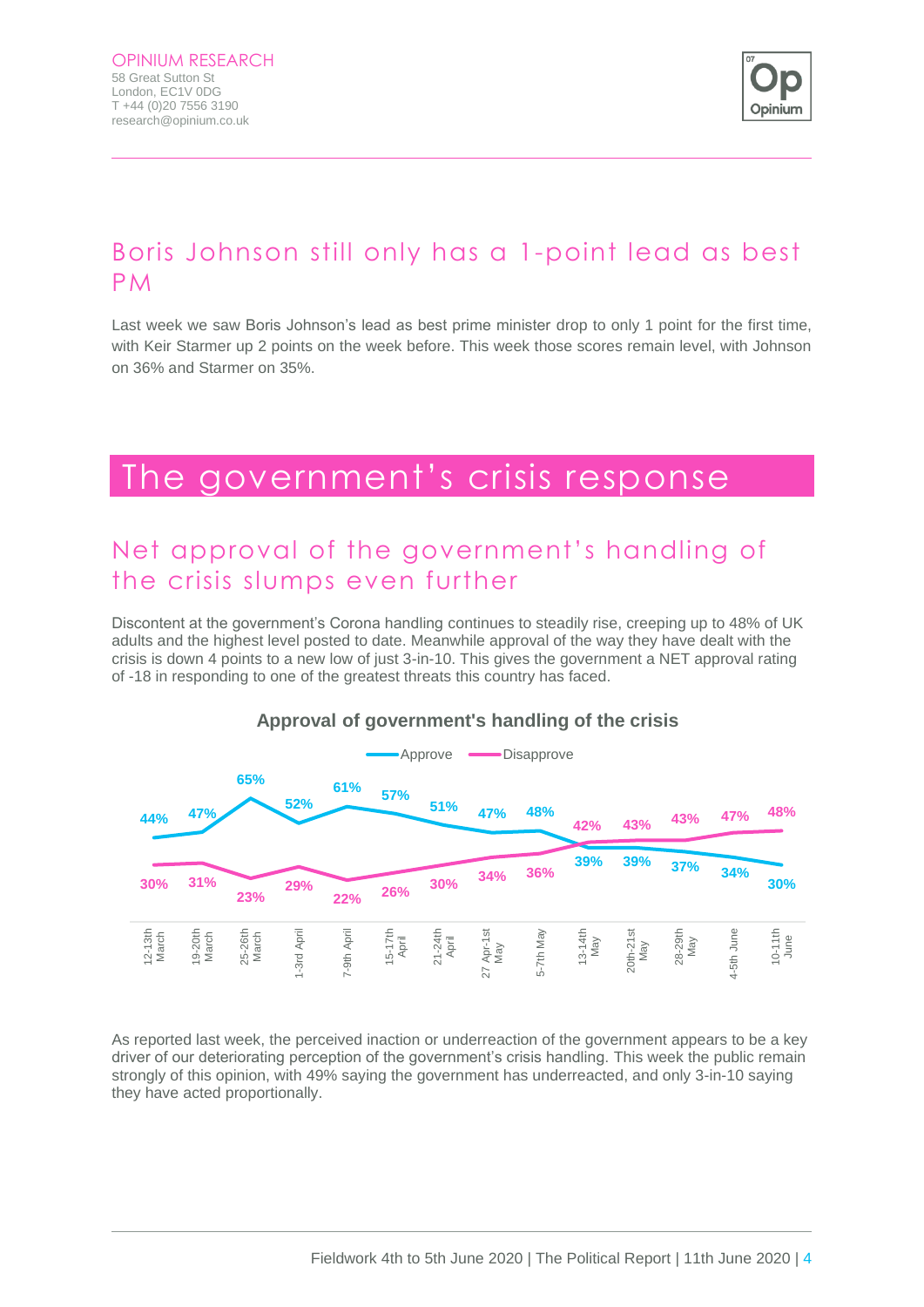## Boris Johnson still only has a 1-point lead as best PM

Last week we saw Boris Johnson's lead as best prime minister drop to only 1 point for the first time, with Keir Starmer up 2 points on the week before. This week those scores remain level, with Johnson on 36% and Starmer on 35%.

# The government's crisis response

## Net approval of the government's handling of the crisis slumps even further

Discontent at the government's Corona handling continues to steadily rise, creeping up to 48% of UK adults and the highest level posted to date. Meanwhile approval of the way they have dealt with the crisis is down 4 points to a new low of just 3-in-10. This gives the government a NET approval rating of -18 in responding to one of the greatest threats this country has faced.

**Approval of government's handling of the crisis**

| | 12-13th March | 19-20th March | 25-26th March | 1-3rd April | 7-9th April | 15-17th April | 21-24th April | 27 Apr-1st May | 5-7th May | 13-14th May | 20th-21st May | 28-29th May | 4-5th June | 10-11th June |
|---|---|---|---|---|---|---|---|---|---|---|---|---|---|---|
| Approve | 44% | 47% | 65% | 52% | 61% | 57% | 51% | 47% | 48% | 39% | 39% | 37% | 34% | 30% |
| Disapprove | 30% | 31% | 23% | 29% | 22% | 26% | 30% | 34% | 36% | 42% | 43% | 43% | 47% | 48% |

As reported last week, the perceived inaction or underreaction of the government appears to be a key driver of our deteriorating perception of the government's crisis handling. This week the public remain strongly of this opinion, with 49% saying the government has underreacted, and only 3-in-10 saying they have acted proportionally.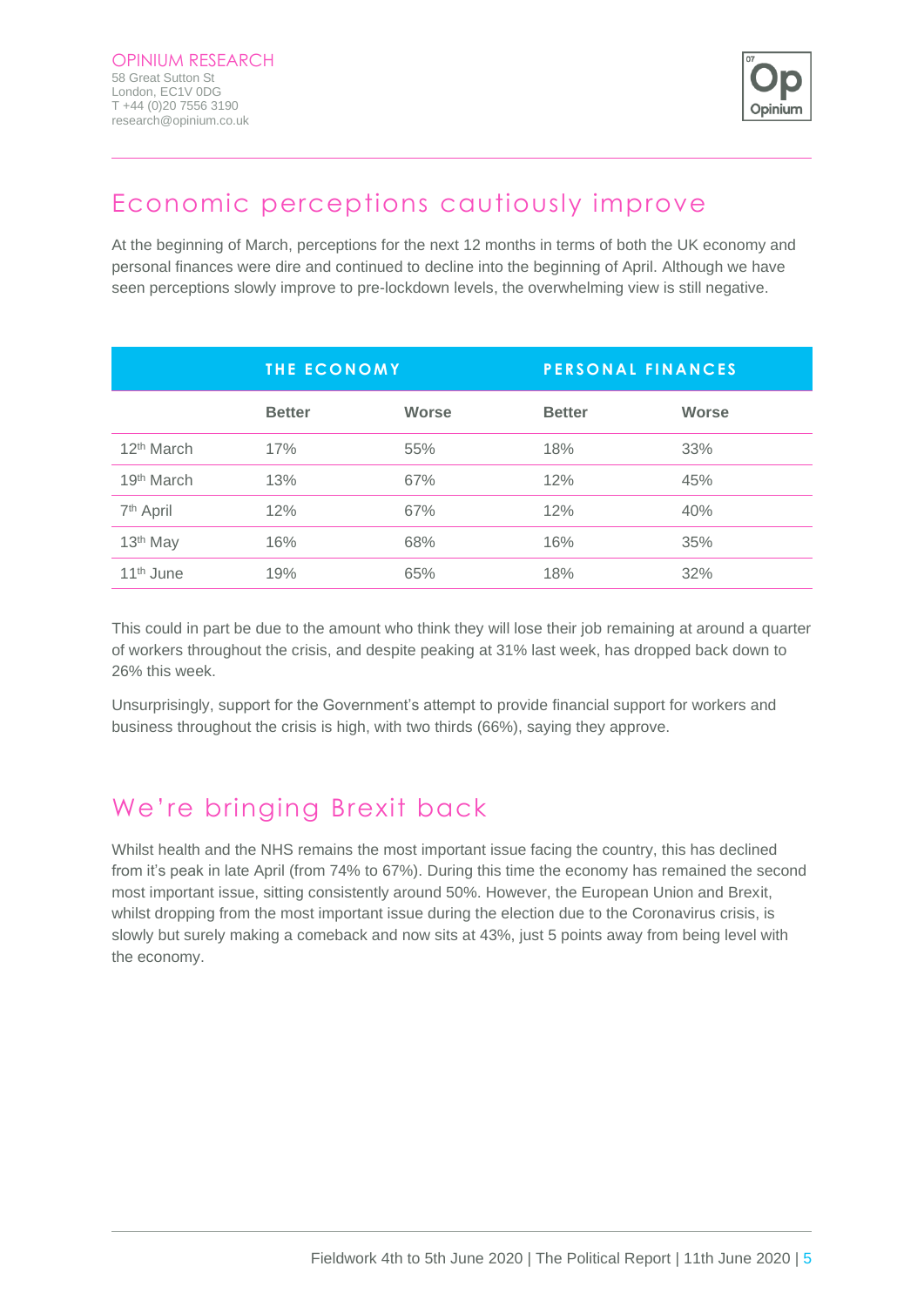## Economic perceptions cautiously improve

At the beginning of March, perceptions for the next 12 months in terms of both the UK economy and personal finances were dire and continued to decline into the beginning of April. Although we have seen perceptions slowly improve to pre-lockdown levels, the overwhelming view is still negative.

| | THE ECONOMY | | PERSONAL FINANCES | |
|---|---|---|---|---|
| | **Better** | **Worse** | **Better** | **Worse** |
| 12th March | 17% | 55% | 18% | 33% |
| 19th March | 13% | 67% | 12% | 45% |
| 7th April | 12% | 67% | 12% | 40% |
| 13th May | 16% | 68% | 16% | 35% |
| 11th June | 19% | 65% | 18% | 32% |

This could in part be due to the amount who think they will lose their job remaining at around a quarter of workers throughout the crisis, and despite peaking at 31% last week, has dropped back down to 26% this week.

Unsurprisingly, support for the Government's attempt to provide financial support for workers and business throughout the crisis is high, with two thirds (66%), saying they approve.

## We're bringing Brexit back

Whilst health and the NHS remains the most important issue facing the country, this has declined from it's peak in late April (from 74% to 67%). During this time the economy has remained the second most important issue, sitting consistently around 50%. However, the European Union and Brexit, whilst dropping from the most important issue during the election due to the Coronavirus crisis, is slowly but surely making a comeback and now sits at 43%, just 5 points away from being level with the economy.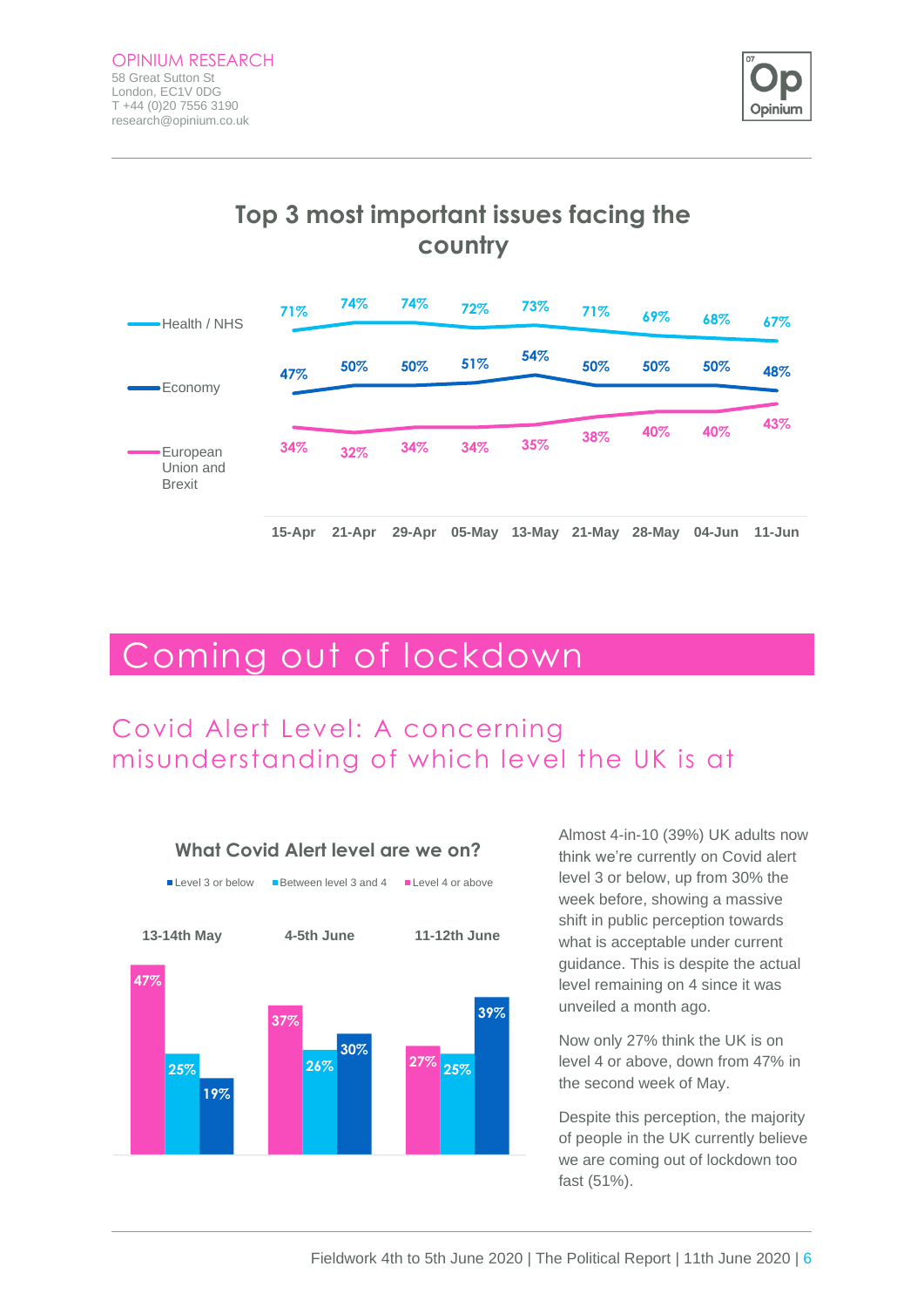### Top 3 most important issues facing the country

| | 15-Apr | 21-Apr | 29-Apr | 05-May | 13-May | 21-May | 28-May | 04-Jun | 11-Jun |
|---|---|---|---|---|---|---|---|---|---|
| Health / NHS | 71% | 74% | 74% | 72% | 73% | 71% | 69% | 68% | 67% |
| Economy | 47% | 50% | 50% | 51% | 54% | 50% | 50% | 50% | 48% |
| European Union and Brexit | 34% | 32% | 34% | 34% | 35% | 38% | 40% | 40% | 43% |

# Coming out of lockdown

## Covid Alert Level: A concerning misunderstanding of which level the UK is at

### What Covid Alert level are we on?

| | 13-14th May | 4-5th June | 11-12th June |
|---|---|---|---|
| Level 4 or above | 47% | 37% | 27% |
| Between level 3 and 4 | 25% | 26% | 25% |
| Level 3 or below | 19% | 30% | 39% |

Almost 4-in-10 (39%) UK adults now think we're currently on Covid alert level 3 or below, up from 30% the week before, showing a massive shift in public perception towards what is acceptable under current guidance. This is despite the actual level remaining on 4 since it was unveiled a month ago.

Now only 27% think the UK is on level 4 or above, down from 47% in the second week of May.

Despite this perception, the majority of people in the UK currently believe we are coming out of lockdown too fast (51%).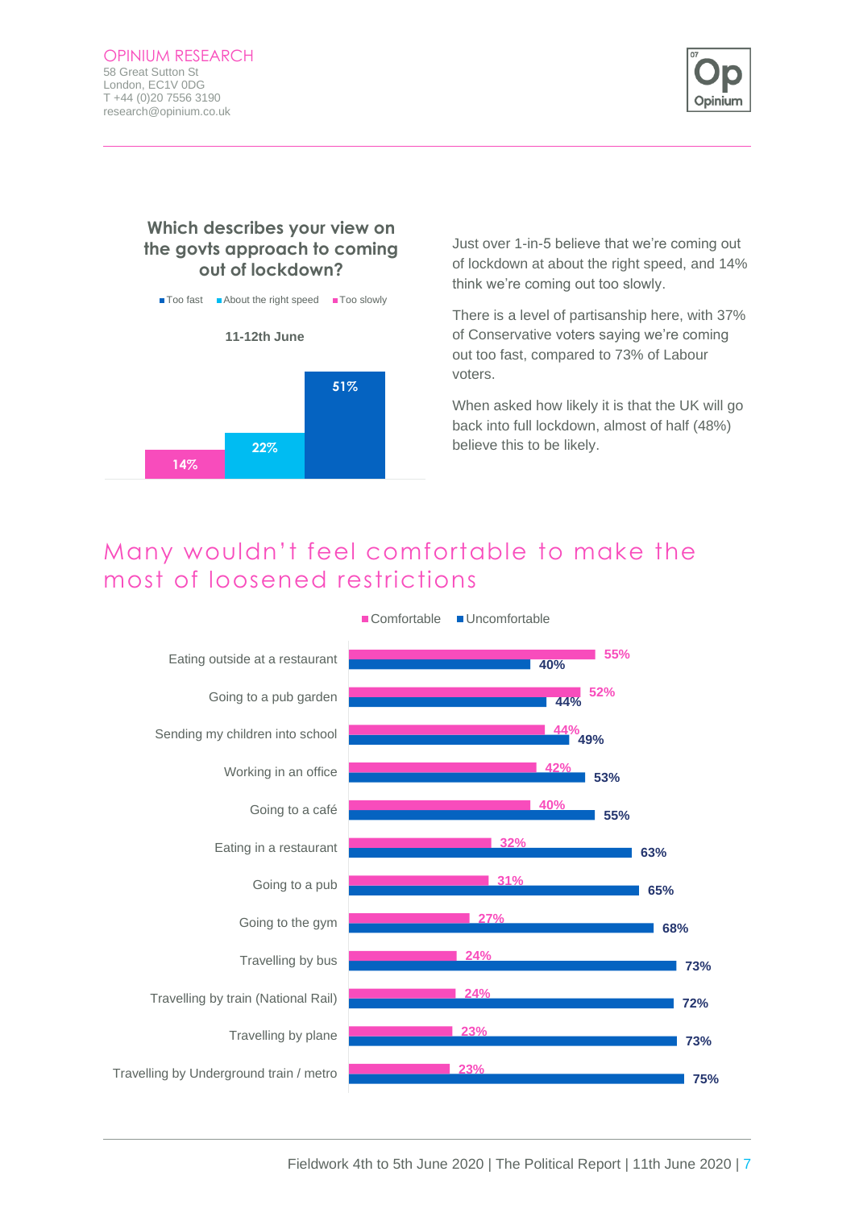### Which describes your view on the govts approach to coming out of lockdown?

11-12th June

| | Too fast | About the right speed | Too slowly |
|---|---|---|---|
| 11-12th June | 51% | 22% | 14% |

Just over 1-in-5 believe that we're coming out of lockdown at about the right speed, and 14% think we're coming out too slowly.

There is a level of partisanship here, with 37% of Conservative voters saying we're coming out too fast, compared to 73% of Labour voters.

When asked how likely it is that the UK will go back into full lockdown, almost of half (48%) believe this to be likely.

## Many wouldn't feel comfortable to make the most of loosened restrictions

| | Comfortable | Uncomfortable |
|---|---|---|
| Eating outside at a restaurant | 55% | 40% |
| Going to a pub garden | 52% | 44% |
| Sending my children into school | 44% | 49% |
| Working in an office | 42% | 53% |
| Going to a café | 40% | 55% |
| Eating in a restaurant | 32% | 63% |
| Going to a pub | 31% | 65% |
| Going to the gym | 27% | 68% |
| Travelling by bus | 24% | 73% |
| Travelling by train (National Rail) | 24% | 72% |
| Travelling by plane | 23% | 73% |
| Travelling by Underground train / metro | 23% | 75% |

Fieldwork 4th to 5th June 2020 | The Political Report | 11th June 2020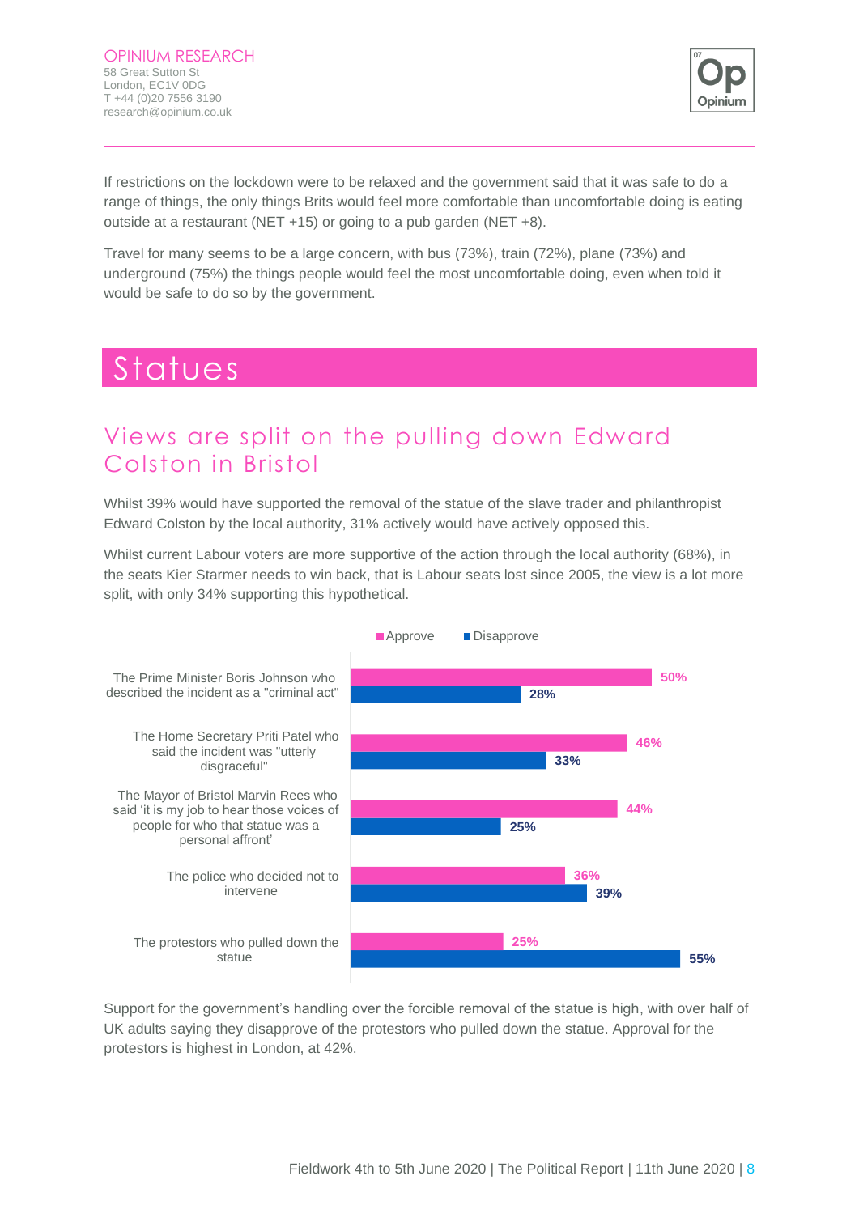If restrictions on the lockdown were to be relaxed and the government said that it was safe to do a range of things, the only things Brits would feel more comfortable than uncomfortable doing is eating outside at a restaurant (NET +15) or going to a pub garden (NET +8).

Travel for many seems to be a large concern, with bus (73%), train (72%), plane (73%) and underground (75%) the things people would feel the most uncomfortable doing, even when told it would be safe to do so by the government.

# Statues

## Views are split on the pulling down Edward Colston in Bristol

Whilst 39% would have supported the removal of the statue of the slave trader and philanthropist Edward Colston by the local authority, 31% actively would have actively opposed this.

Whilst current Labour voters are more supportive of the action through the local authority (68%), in the seats Kier Starmer needs to win back, that is Labour seats lost since 2005, the view is a lot more split, with only 34% supporting this hypothetical.

| | Approve | Disapprove |
|---|---|---|
| The Prime Minister Boris Johnson who described the incident as a "criminal act" | 50% | 28% |
| The Home Secretary Priti Patel who said the incident was "utterly disgraceful" | 46% | 33% |
| The Mayor of Bristol Marvin Rees who said 'it is my job to hear those voices of people for who that statue was a personal affront' | 44% | 25% |
| The police who decided not to intervene | 36% | 39% |
| The protestors who pulled down the statue | 25% | 55% |

Support for the government's handling over the forcible removal of the statue is high, with over half of UK adults saying they disapprove of the protestors who pulled down the statue. Approval for the protestors is highest in London, at 42%.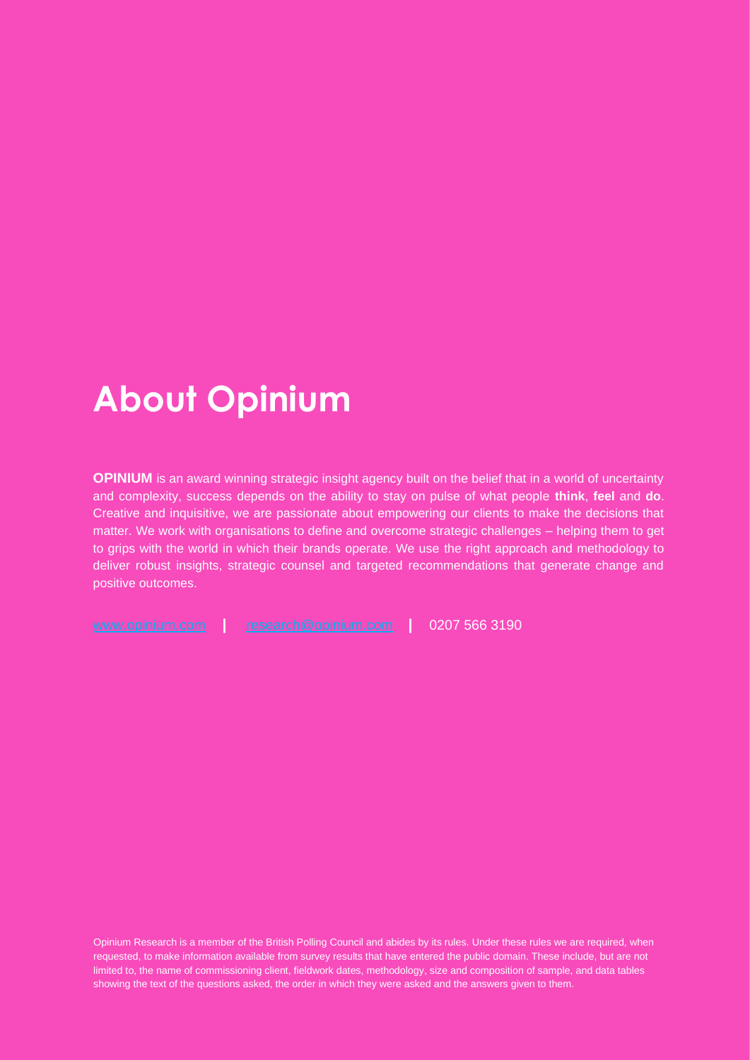# About Opinium

**OPINIUM** is an award winning strategic insight agency built on the belief that in a world of uncertainty and complexity, success depends on the ability to stay on pulse of what people **think**, **feel** and **do**. Creative and inquisitive, we are passionate about empowering our clients to make the decisions that matter. We work with organisations to define and overcome strategic challenges – helping them to get to grips with the world in which their brands operate. We use the right approach and methodology to deliver robust insights, strategic counsel and targeted recommendations that generate change and positive outcomes.

www.opinium.com | research@opinium.com | 0207 566 3190

Opinium Research is a member of the British Polling Council and abides by its rules. Under these rules we are required, when requested, to make information available from survey results that have entered the public domain. These include, but are not limited to, the name of commissioning client, fieldwork dates, methodology, size and composition of sample, and data tables showing the text of the questions asked, the order in which they were asked and the answers given to them.